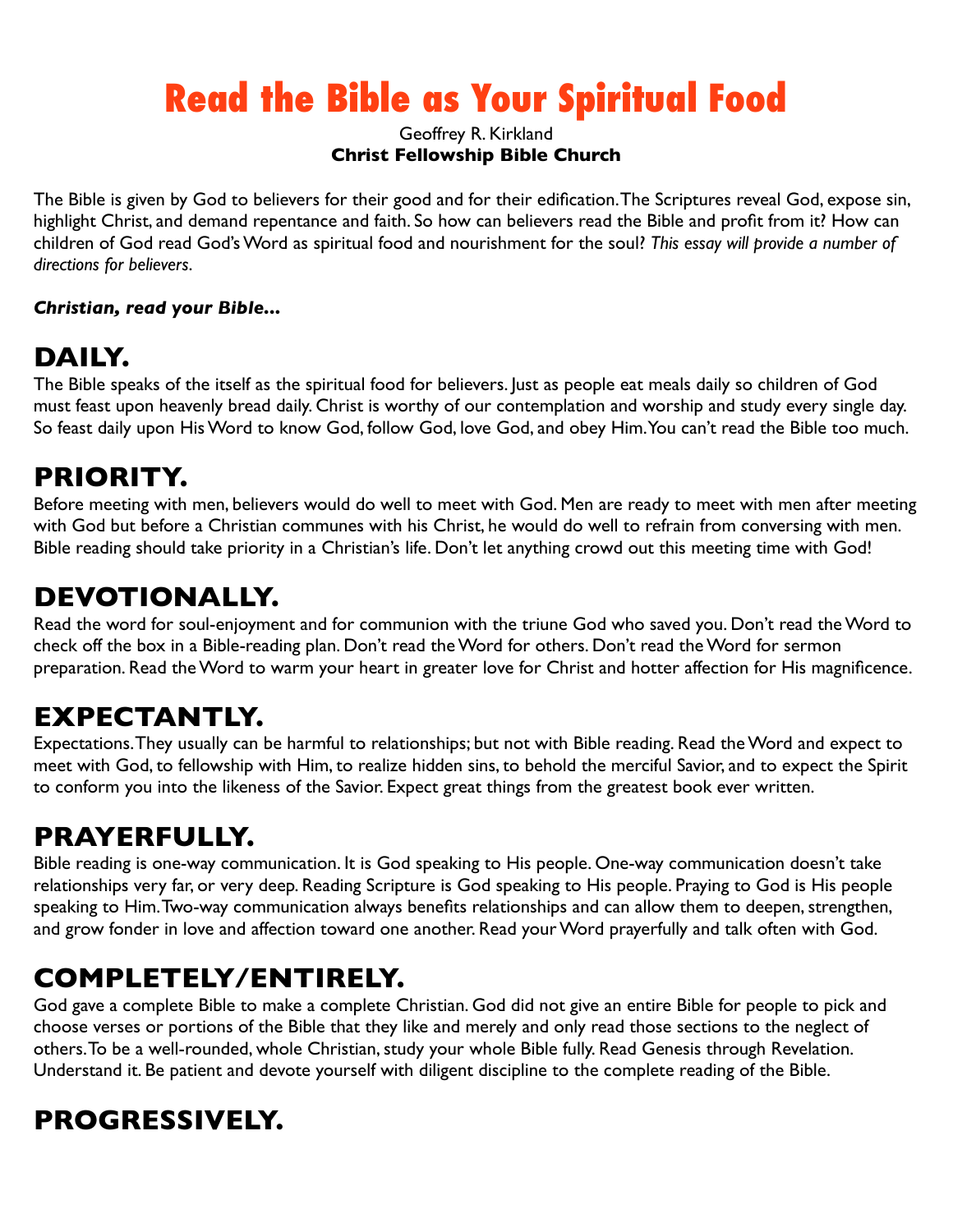# Read the Bible as Your Spiritual Food

Geoffrey R. Kirkland
**Christ Fellowship Bible Church**

The Bible is given by God to believers for their good and for their edification. The Scriptures reveal God, expose sin, highlight Christ, and demand repentance and faith. So how can believers read the Bible and profit from it? How can children of God read God's Word as spiritual food and nourishment for the soul? *This essay will provide a number of directions for believers*.

***Christian, read your Bible...***

## DAILY.

The Bible speaks of the itself as the spiritual food for believers. Just as people eat meals daily so children of God must feast upon heavenly bread daily. Christ is worthy of our contemplation and worship and study every single day. So feast daily upon His Word to know God, follow God, love God, and obey Him. You can't read the Bible too much.

## PRIORITY.

Before meeting with men, believers would do well to meet with God. Men are ready to meet with men after meeting with God but before a Christian communes with his Christ, he would do well to refrain from conversing with men. Bible reading should take priority in a Christian's life. Don't let anything crowd out this meeting time with God!

## DEVOTIONALLY.

Read the word for soul-enjoyment and for communion with the triune God who saved you. Don't read the Word to check off the box in a Bible-reading plan. Don't read the Word for others. Don't read the Word for sermon preparation. Read the Word to warm your heart in greater love for Christ and hotter affection for His magnificence.

## EXPECTANTLY.

Expectations. They usually can be harmful to relationships; but not with Bible reading. Read the Word and expect to meet with God, to fellowship with Him, to realize hidden sins, to behold the merciful Savior, and to expect the Spirit to conform you into the likeness of the Savior. Expect great things from the greatest book ever written.

## PRAYERFULLY.

Bible reading is one-way communication. It is God speaking to His people. One-way communication doesn't take relationships very far, or very deep. Reading Scripture is God speaking to His people. Praying to God is His people speaking to Him. Two-way communication always benefits relationships and can allow them to deepen, strengthen, and grow fonder in love and affection toward one another. Read your Word prayerfully and talk often with God.

## COMPLETELY/ENTIRELY.

God gave a complete Bible to make a complete Christian. God did not give an entire Bible for people to pick and choose verses or portions of the Bible that they like and merely and only read those sections to the neglect of others. To be a well-rounded, whole Christian, study your whole Bible fully. Read Genesis through Revelation. Understand it. Be patient and devote yourself with diligent discipline to the complete reading of the Bible.

## PROGRESSIVELY.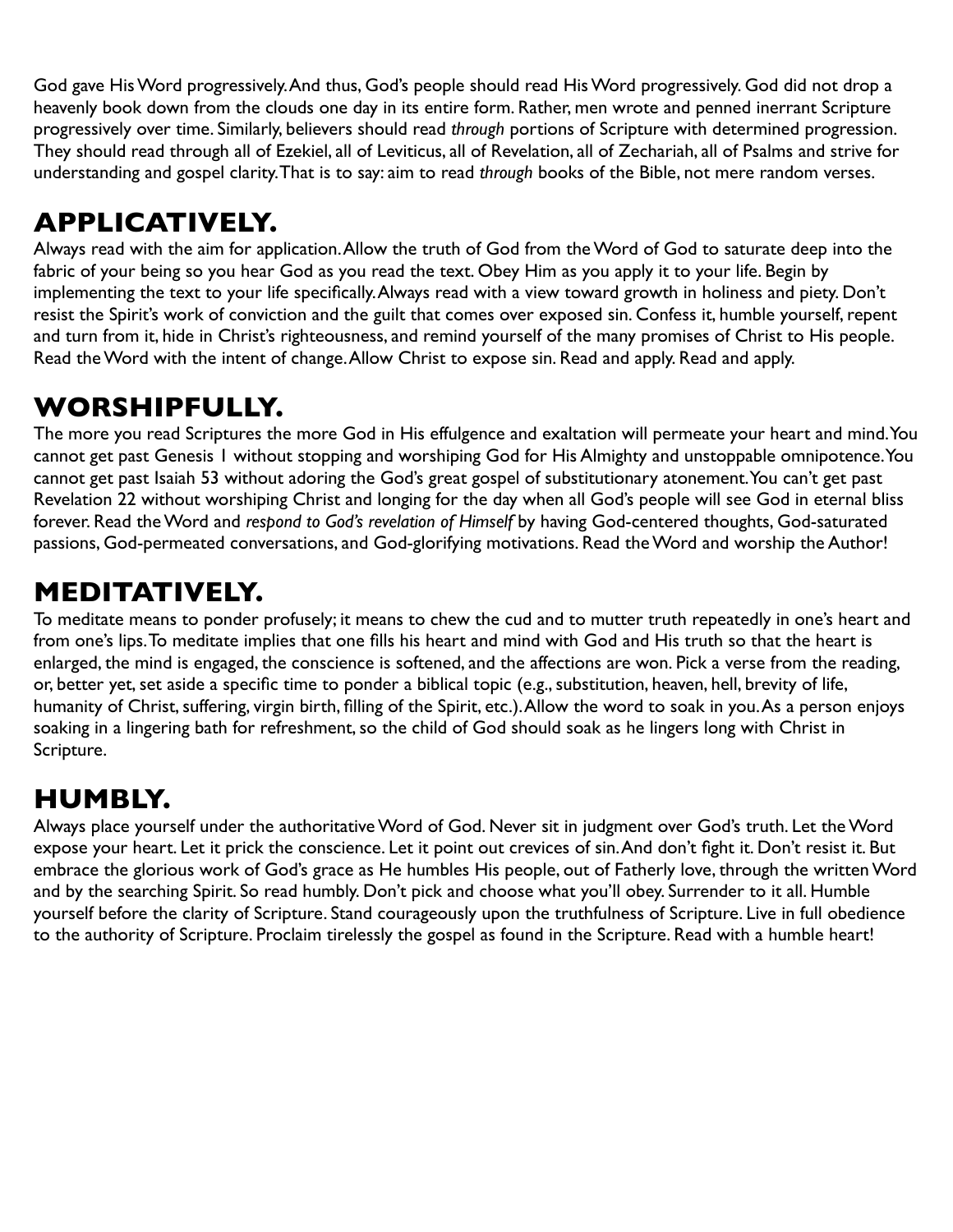God gave His Word progressively. And thus, God's people should read His Word progressively. God did not drop a heavenly book down from the clouds one day in its entire form. Rather, men wrote and penned inerrant Scripture progressively over time. Similarly, believers should read *through* portions of Scripture with determined progression. They should read through all of Ezekiel, all of Leviticus, all of Revelation, all of Zechariah, all of Psalms and strive for understanding and gospel clarity. That is to say: aim to read *through* books of the Bible, not mere random verses.

## APPLICATIVELY.

Always read with the aim for application. Allow the truth of God from the Word of God to saturate deep into the fabric of your being so you hear God as you read the text. Obey Him as you apply it to your life. Begin by implementing the text to your life specifically. Always read with a view toward growth in holiness and piety. Don't resist the Spirit's work of conviction and the guilt that comes over exposed sin. Confess it, humble yourself, repent and turn from it, hide in Christ's righteousness, and remind yourself of the many promises of Christ to His people. Read the Word with the intent of change. Allow Christ to expose sin. Read and apply. Read and apply.

## WORSHIPFULLY.

The more you read Scriptures the more God in His effulgence and exaltation will permeate your heart and mind. You cannot get past Genesis 1 without stopping and worshiping God for His Almighty and unstoppable omnipotence. You cannot get past Isaiah 53 without adoring the God's great gospel of substitutionary atonement. You can't get past Revelation 22 without worshiping Christ and longing for the day when all God's people will see God in eternal bliss forever. Read the Word and *respond to God's revelation of Himself* by having God-centered thoughts, God-saturated passions, God-permeated conversations, and God-glorifying motivations. Read the Word and worship the Author!

## MEDITATIVELY.

To meditate means to ponder profusely; it means to chew the cud and to mutter truth repeatedly in one's heart and from one's lips. To meditate implies that one fills his heart and mind with God and His truth so that the heart is enlarged, the mind is engaged, the conscience is softened, and the affections are won. Pick a verse from the reading, or, better yet, set aside a specific time to ponder a biblical topic (e.g., substitution, heaven, hell, brevity of life, humanity of Christ, suffering, virgin birth, filling of the Spirit, etc.). Allow the word to soak in you. As a person enjoys soaking in a lingering bath for refreshment, so the child of God should soak as he lingers long with Christ in Scripture.

## HUMBLY.

Always place yourself under the authoritative Word of God. Never sit in judgment over God's truth. Let the Word expose your heart. Let it prick the conscience. Let it point out crevices of sin. And don't fight it. Don't resist it. But embrace the glorious work of God's grace as He humbles His people, out of Fatherly love, through the written Word and by the searching Spirit. So read humbly. Don't pick and choose what you'll obey. Surrender to it all. Humble yourself before the clarity of Scripture. Stand courageously upon the truthfulness of Scripture. Live in full obedience to the authority of Scripture. Proclaim tirelessly the gospel as found in the Scripture. Read with a humble heart!